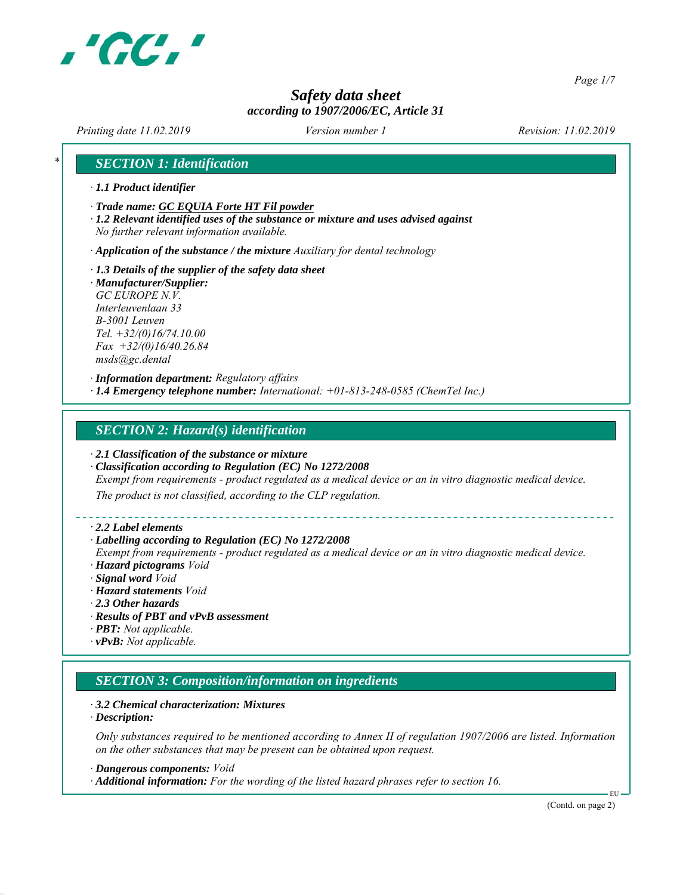# Safety data sheet

*according to 1907/2006/EC, Article 31*

*Printing date 11.02.2019* *Version number 1* *Revision: 11.02.2019*

## SECTION 1: Identification

· **1.1 Product identifier**

· **Trade name: GC EQUIA Forte HT Fil powder**

· **1.2 Relevant identified uses of the substance or mixture and uses advised against**
*No further relevant information available.*

· **Application of the substance / the mixture** *Auxiliary for dental technology*

· **1.3 Details of the supplier of the safety data sheet**

· **Manufacturer/Supplier:**
*GC EUROPE N.V.*
*Interleuvenlaan 33*
*B-3001 Leuven*
*Tel. +32/(0)16/74.10.00*
*Fax +32/(0)16/40.26.84*
*msds@gc.dental*

· **Information department:** *Regulatory affairs*

· **1.4 Emergency telephone number:** *International: +01-813-248-0585 (ChemTel Inc.)*

## SECTION 2: Hazard(s) identification

· **2.1 Classification of the substance or mixture**

· **Classification according to Regulation (EC) No 1272/2008**
*Exempt from requirements - product regulated as a medical device or an in vitro diagnostic medical device.*

*The product is not classified, according to the CLP regulation.*

· **2.2 Label elements**

· **Labelling according to Regulation (EC) No 1272/2008**
*Exempt from requirements - product regulated as a medical device or an in vitro diagnostic medical device.*

· **Hazard pictograms** *Void*

· **Signal word** *Void*

· **Hazard statements** *Void*

· **2.3 Other hazards**

· **Results of PBT and vPvB assessment**

· **PBT:** *Not applicable.*

· **vPvB:** *Not applicable.*

## SECTION 3: Composition/information on ingredients

· **3.2 Chemical characterization: Mixtures**

· **Description:**

*Only substances required to be mentioned according to Annex II of regulation 1907/2006 are listed. Information on the other substances that may be present can be obtained upon request.*

· **Dangerous components:** *Void*

· **Additional information:** *For the wording of the listed hazard phrases refer to section 16.*

(Contd. on page 2)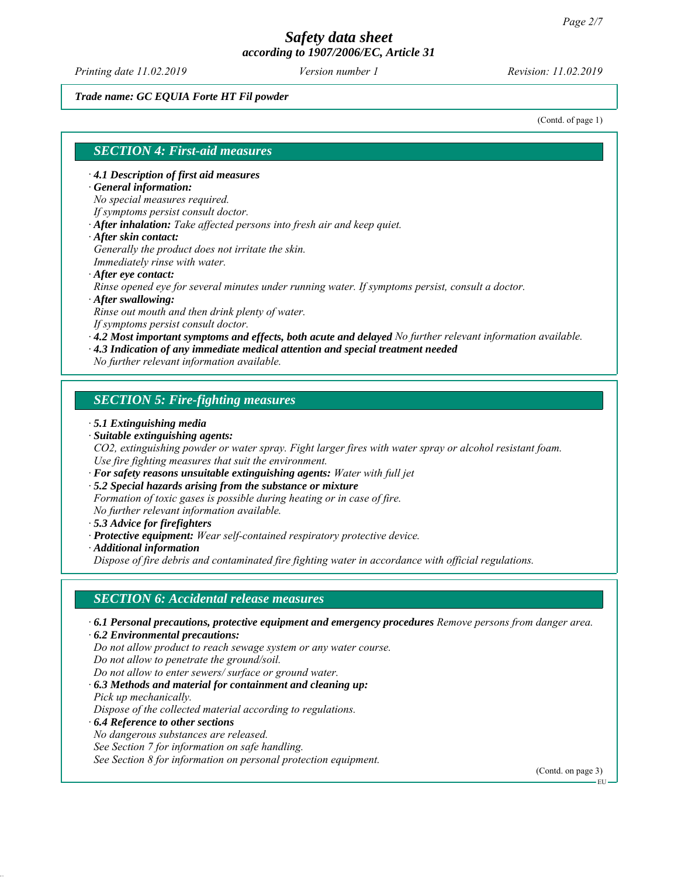*Trade name: GC EQUIA Forte HT Fil powder*

(Contd. of page 1)

## SECTION 4: First-aid measures

· **4.1 Description of first aid measures**
· **General information:**
No special measures required.
If symptoms persist consult doctor.
· **After inhalation:** Take affected persons into fresh air and keep quiet.
· **After skin contact:**
Generally the product does not irritate the skin.
Immediately rinse with water.
· **After eye contact:**
Rinse opened eye for several minutes under running water. If symptoms persist, consult a doctor.
· **After swallowing:**
Rinse out mouth and then drink plenty of water.
If symptoms persist consult doctor.
· **4.2 Most important symptoms and effects, both acute and delayed** No further relevant information available.
· **4.3 Indication of any immediate medical attention and special treatment needed**
No further relevant information available.

## SECTION 5: Fire-fighting measures

· **5.1 Extinguishing media**
· **Suitable extinguishing agents:**
$CO_2$, extinguishing powder or water spray. Fight larger fires with water spray or alcohol resistant foam.
Use fire fighting measures that suit the environment.
· **For safety reasons unsuitable extinguishing agents:** Water with full jet
· **5.2 Special hazards arising from the substance or mixture**
Formation of toxic gases is possible during heating or in case of fire.
No further relevant information available.
· **5.3 Advice for firefighters**
· **Protective equipment:** Wear self-contained respiratory protective device.
· **Additional information**
Dispose of fire debris and contaminated fire fighting water in accordance with official regulations.

## SECTION 6: Accidental release measures

· **6.1 Personal precautions, protective equipment and emergency procedures** Remove persons from danger area.
· **6.2 Environmental precautions:**
Do not allow product to reach sewage system or any water course.
Do not allow to penetrate the ground/soil.
Do not allow to enter sewers/ surface or ground water.
· **6.3 Methods and material for containment and cleaning up:**
Pick up mechanically.
Dispose of the collected material according to regulations.
· **6.4 Reference to other sections**
No dangerous substances are released.
See Section 7 for information on safe handling.
See Section 8 for information on personal protection equipment.

(Contd. on page 3)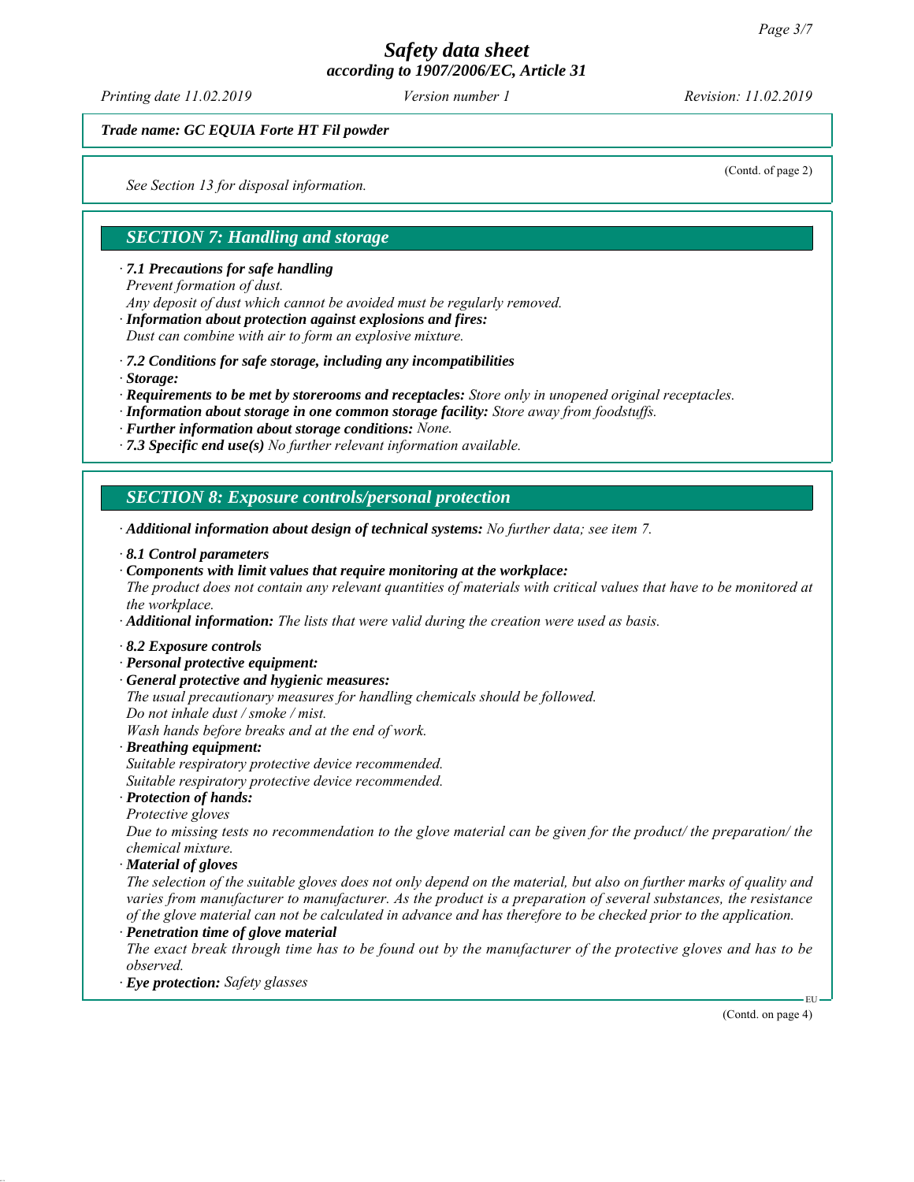*Trade name: GC EQUIA Forte HT Fil powder*

(Contd. of page 2)

*See Section 13 for disposal information.*

## SECTION 7: Handling and storage

· ***7.1 Precautions for safe handling***
*Prevent formation of dust.*
*Any deposit of dust which cannot be avoided must be regularly removed.*
· ***Information about protection against explosions and fires:***
*Dust can combine with air to form an explosive mixture.*

· ***7.2 Conditions for safe storage, including any incompatibilities***
· ***Storage:***
· ***Requirements to be met by storerooms and receptacles:*** *Store only in unopened original receptacles.*
· ***Information about storage in one common storage facility:*** *Store away from foodstuffs.*
· ***Further information about storage conditions:*** *None.*
· ***7.3 Specific end use(s)*** *No further relevant information available.*

## SECTION 8: Exposure controls/personal protection

· ***Additional information about design of technical systems:*** *No further data; see item 7.*

· ***8.1 Control parameters***
· ***Components with limit values that require monitoring at the workplace:***
*The product does not contain any relevant quantities of materials with critical values that have to be monitored at the workplace.*
· ***Additional information:*** *The lists that were valid during the creation were used as basis.*

· ***8.2 Exposure controls***
· ***Personal protective equipment:***
· ***General protective and hygienic measures:***
*The usual precautionary measures for handling chemicals should be followed.*
*Do not inhale dust / smoke / mist.*
*Wash hands before breaks and at the end of work.*
· ***Breathing equipment:***
*Suitable respiratory protective device recommended.*
*Suitable respiratory protective device recommended.*
· ***Protection of hands:***
*Protective gloves*
*Due to missing tests no recommendation to the glove material can be given for the product/ the preparation/ the chemical mixture.*
· ***Material of gloves***
*The selection of the suitable gloves does not only depend on the material, but also on further marks of quality and varies from manufacturer to manufacturer. As the product is a preparation of several substances, the resistance of the glove material can not be calculated in advance and has therefore to be checked prior to the application.*
· ***Penetration time of glove material***
*The exact break through time has to be found out by the manufacturer of the protective gloves and has to be observed.*
· ***Eye protection:*** *Safety glasses*

(Contd. on page 4)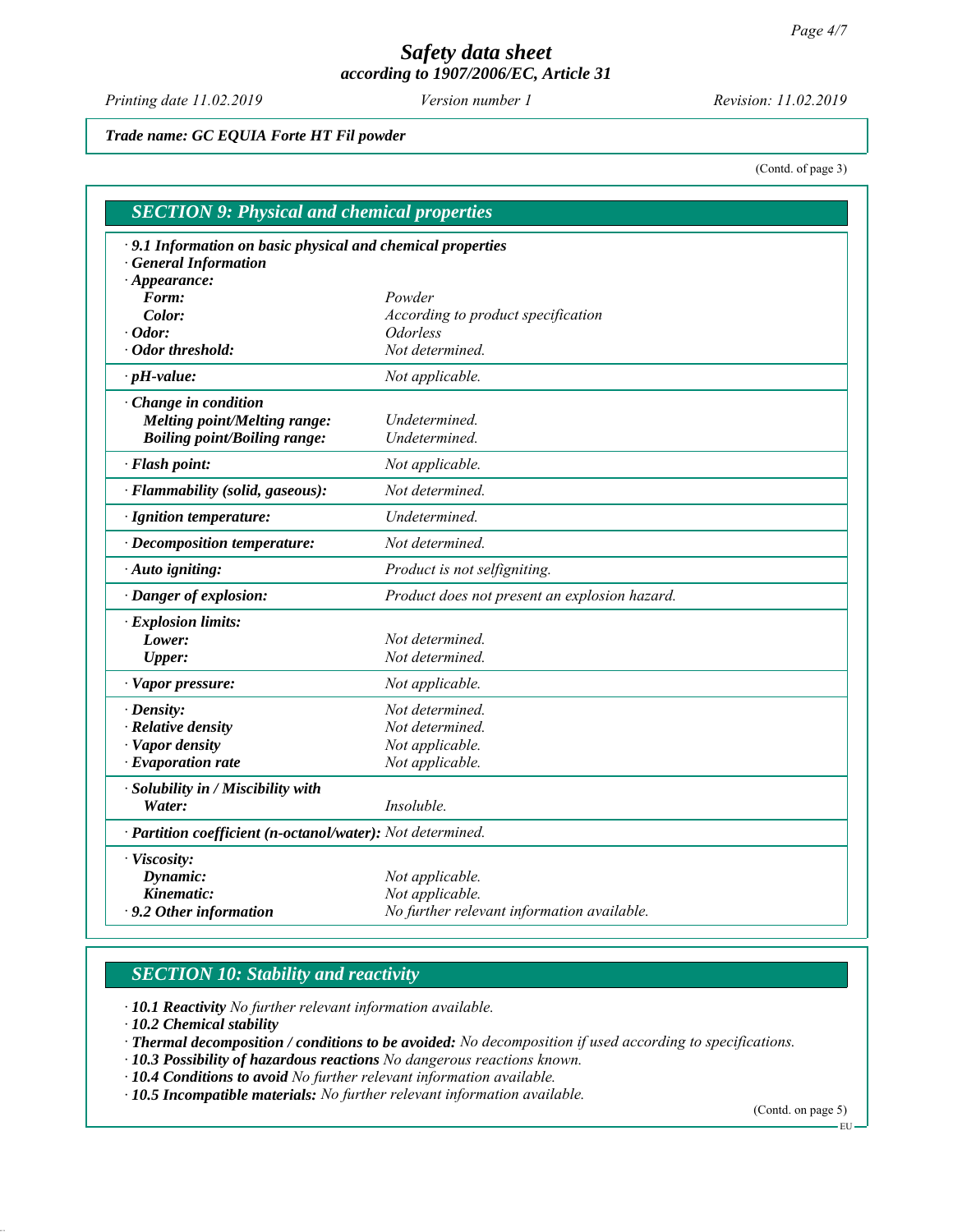*Trade name: GC EQUIA Forte HT Fil powder*

(Contd. of page 3)

## SECTION 9: Physical and chemical properties

· **9.1 Information on basic physical and chemical properties**

· **General Information**

· **Appearance:**

| | |
|---|---|
| **Form:** | *Powder* |
| **Color:** | *According to product specification* |
| · **Odor:** | *Odorless* |
| · **Odor threshold:** | *Not determined.* |
| · **pH-value:** | *Not applicable.* |
| · **Change in condition** | |
| **Melting point/Melting range:** | *Undetermined.* |
| **Boiling point/Boiling range:** | *Undetermined.* |
| · **Flash point:** | *Not applicable.* |
| · **Flammability (solid, gaseous):** | *Not determined.* |
| · **Ignition temperature:** | *Undetermined.* |
| · **Decomposition temperature:** | *Not determined.* |
| · **Auto igniting:** | *Product is not selfigniting.* |
| · **Danger of explosion:** | *Product does not present an explosion hazard.* |
| · **Explosion limits:** | |
| **Lower:** | *Not determined.* |
| **Upper:** | *Not determined.* |
| · **Vapor pressure:** | *Not applicable.* |
| · **Density:** | *Not determined.* |
| · **Relative density** | *Not determined.* |
| · **Vapor density** | *Not applicable.* |
| · **Evaporation rate** | *Not applicable.* |
| · **Solubility in / Miscibility with** | |
| **Water:** | *Insoluble.* |
| · **Partition coefficient (n-octanol/water):** | *Not determined.* |
| · **Viscosity:** | |
| **Dynamic:** | *Not applicable.* |
| **Kinematic:** | *Not applicable.* |
| · **9.2 Other information** | *No further relevant information available.* |

## SECTION 10: Stability and reactivity

· **10.1 Reactivity** *No further relevant information available.*

· **10.2 Chemical stability**

· **Thermal decomposition / conditions to be avoided:** *No decomposition if used according to specifications.*

· **10.3 Possibility of hazardous reactions** *No dangerous reactions known.*

· **10.4 Conditions to avoid** *No further relevant information available.*

· **10.5 Incompatible materials:** *No further relevant information available.*

(Contd. on page 5)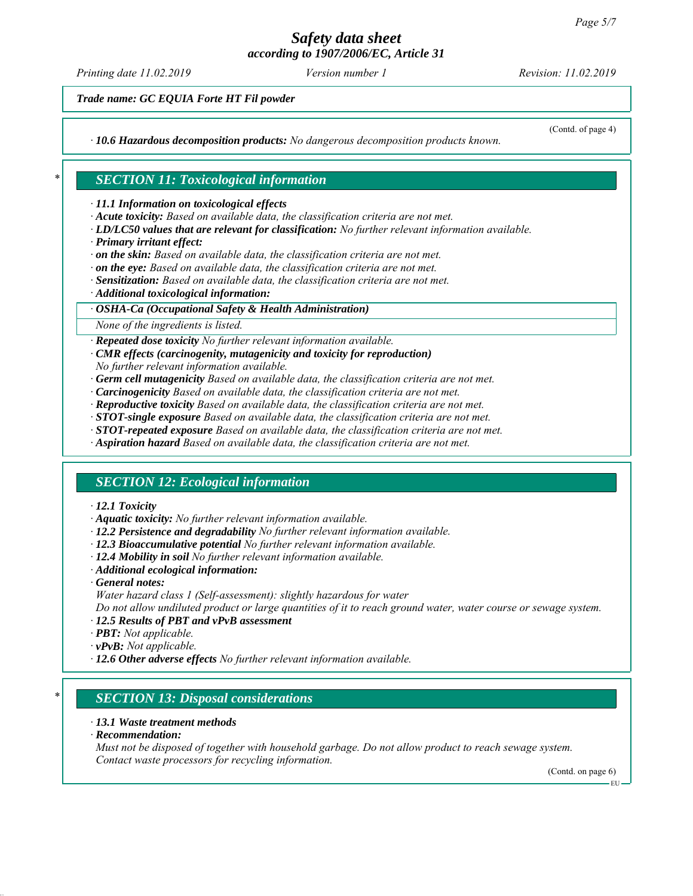Trade name: GC EQUIA Forte HT Fil powder

(Contd. of page 4)

· **10.6 Hazardous decomposition products:** No dangerous decomposition products known.

## SECTION 11: Toxicological information

· **11.1 Information on toxicological effects**
· **Acute toxicity:** Based on available data, the classification criteria are not met.
· **LD/LC50 values that are relevant for classification:** No further relevant information available.
· **Primary irritant effect:**
· **on the skin:** Based on available data, the classification criteria are not met.
· **on the eye:** Based on available data, the classification criteria are not met.
· **Sensitization:** Based on available data, the classification criteria are not met.
· **Additional toxicological information:**

| · OSHA-Ca (Occupational Safety & Health Administration) |
|---|
| None of the ingredients is listed. |

· **Repeated dose toxicity** No further relevant information available.
· **CMR effects (carcinogenity, mutagenicity and toxicity for reproduction)**
No further relevant information available.
· **Germ cell mutagenicity** Based on available data, the classification criteria are not met.
· **Carcinogenicity** Based on available data, the classification criteria are not met.
· **Reproductive toxicity** Based on available data, the classification criteria are not met.
· **STOT-single exposure** Based on available data, the classification criteria are not met.
· **STOT-repeated exposure** Based on available data, the classification criteria are not met.
· **Aspiration hazard** Based on available data, the classification criteria are not met.

## SECTION 12: Ecological information

· **12.1 Toxicity**
· **Aquatic toxicity:** No further relevant information available.
· **12.2 Persistence and degradability** No further relevant information available.
· **12.3 Bioaccumulative potential** No further relevant information available.
· **12.4 Mobility in soil** No further relevant information available.
· **Additional ecological information:**
· **General notes:**
Water hazard class 1 (Self-assessment): slightly hazardous for water
Do not allow undiluted product or large quantities of it to reach ground water, water course or sewage system.
· **12.5 Results of PBT and vPvB assessment**
· **PBT:** Not applicable.
· **vPvB:** Not applicable.
· **12.6 Other adverse effects** No further relevant information available.

## SECTION 13: Disposal considerations

· **13.1 Waste treatment methods**
· **Recommendation:**
Must not be disposed of together with household garbage. Do not allow product to reach sewage system.
Contact waste processors for recycling information.

(Contd. on page 6)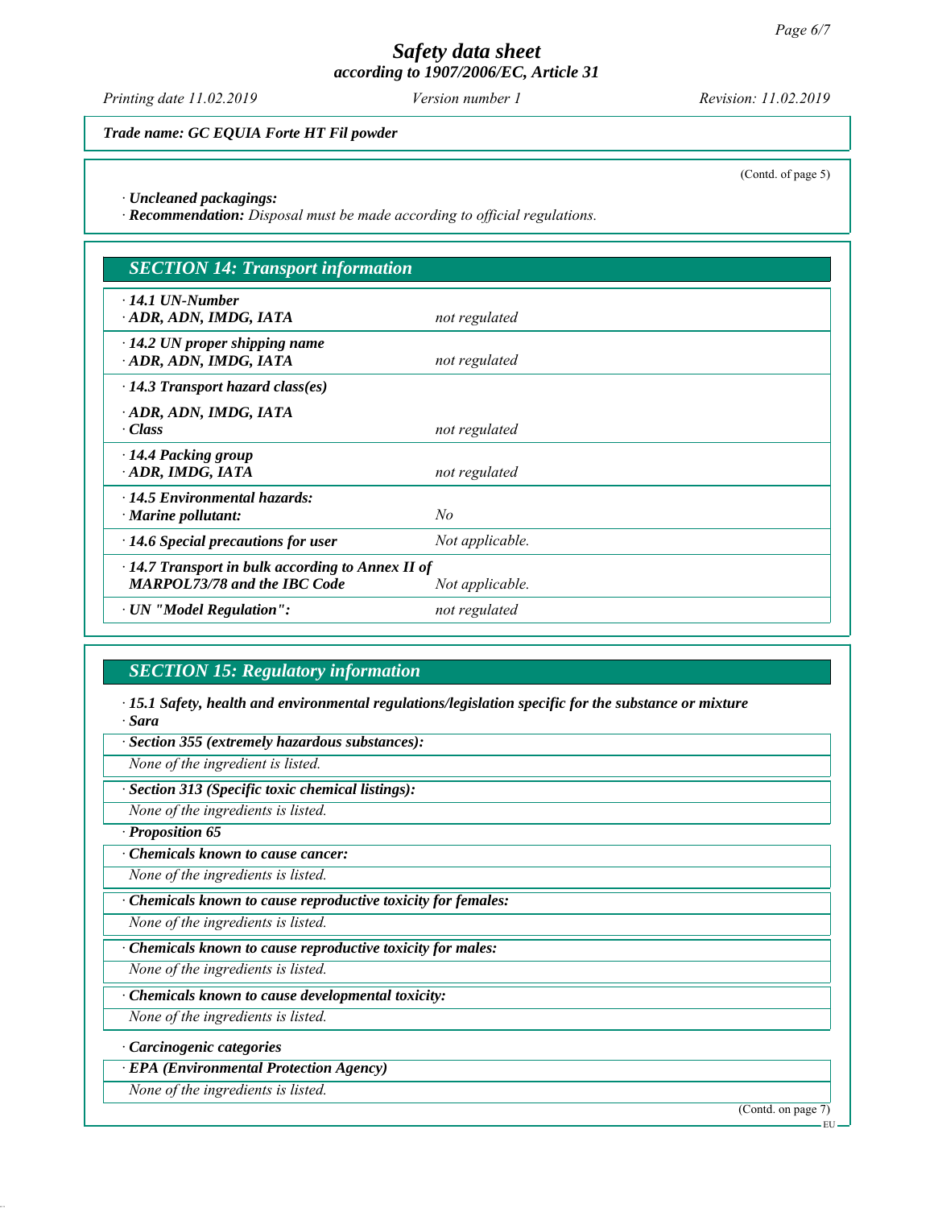**Trade name: GC EQUIA Forte HT Fil powder**

(Contd. of page 5)

· **Uncleaned packagings:**
· **Recommendation:** *Disposal must be made according to official regulations.*

## SECTION 14: Transport information

| | |
|---|---|
| · **14.1 UN-Number**<br>· **ADR, ADN, IMDG, IATA** | *not regulated* |
| · **14.2 UN proper shipping name**<br>· **ADR, ADN, IMDG, IATA** | *not regulated* |
| · **14.3 Transport hazard class(es)**<br><br>· **ADR, ADN, IMDG, IATA**<br>· **Class** | *not regulated* |
| · **14.4 Packing group**<br>· **ADR, IMDG, IATA** | *not regulated* |
| · **14.5 Environmental hazards:**<br>· **Marine pollutant:** | *No* |
| · **14.6 Special precautions for user** | *Not applicable.* |
| · **14.7 Transport in bulk according to Annex II of MARPOL73/78 and the IBC Code** | *Not applicable.* |
| · **UN "Model Regulation":** | *not regulated* |

## SECTION 15: Regulatory information

· **15.1 Safety, health and environmental regulations/legislation specific for the substance or mixture**
· **Sara**

· **Section 355 (extremely hazardous substances):**
*None of the ingredient is listed.*

· **Section 313 (Specific toxic chemical listings):**
*None of the ingredients is listed.*

· **Proposition 65**

· **Chemicals known to cause cancer:**
*None of the ingredients is listed.*

· **Chemicals known to cause reproductive toxicity for females:**
*None of the ingredients is listed.*

· **Chemicals known to cause reproductive toxicity for males:**
*None of the ingredients is listed.*

· **Chemicals known to cause developmental toxicity:**
*None of the ingredients is listed.*

· **Carcinogenic categories**

· **EPA (Environmental Protection Agency)**
*None of the ingredients is listed.*

(Contd. on page 7)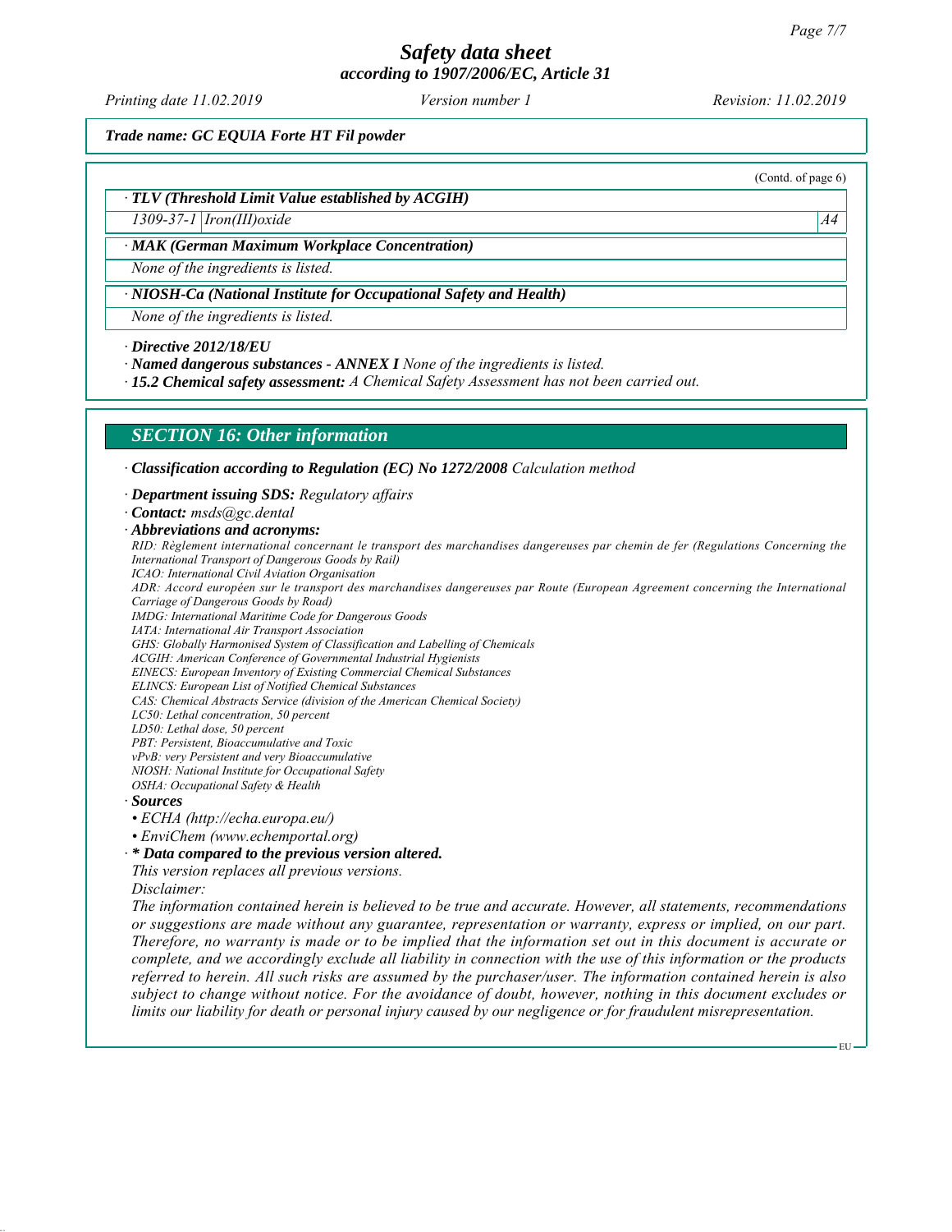*Trade name: GC EQUIA Forte HT Fil powder*

(Contd. of page 6)

· **TLV (Threshold Limit Value established by ACGIH)**

| | | |
|---|---|---|
| 1309-37-1 | Iron(III)oxide | A4 |

· **MAK (German Maximum Workplace Concentration)**

None of the ingredients is listed.

· **NIOSH-Ca (National Institute for Occupational Safety and Health)**

None of the ingredients is listed.

· **Directive 2012/18/EU**

· **Named dangerous substances - ANNEX I** None of the ingredients is listed.

· **15.2 Chemical safety assessment:** A Chemical Safety Assessment has not been carried out.

## SECTION 16: Other information

· **Classification according to Regulation (EC) No 1272/2008** Calculation method

· **Department issuing SDS:** Regulatory affairs

· **Contact:** msds@gc.dental

· **Abbreviations and acronyms:**

RID: Règlement international concernant le transport des marchandises dangereuses par chemin de fer (Regulations Concerning the International Transport of Dangerous Goods by Rail)
ICAO: International Civil Aviation Organisation
ADR: Accord européen sur le transport des marchandises dangereuses par Route (European Agreement concerning the International Carriage of Dangerous Goods by Road)
IMDG: International Maritime Code for Dangerous Goods
IATA: International Air Transport Association
GHS: Globally Harmonised System of Classification and Labelling of Chemicals
ACGIH: American Conference of Governmental Industrial Hygienists
EINECS: European Inventory of Existing Commercial Chemical Substances
ELINCS: European List of Notified Chemical Substances
CAS: Chemical Abstracts Service (division of the American Chemical Society)
LC50: Lethal concentration, 50 percent
LD50: Lethal dose, 50 percent
PBT: Persistent, Bioaccumulative and Toxic
vPvB: very Persistent and very Bioaccumulative
NIOSH: National Institute for Occupational Safety
OSHA: Occupational Safety & Health

· **Sources**

- ECHA (http://echa.europa.eu/)
- EnviChem (www.echemportal.org)

· *** Data compared to the previous version altered.**

This version replaces all previous versions.

Disclaimer:

The information contained herein is believed to be true and accurate. However, all statements, recommendations or suggestions are made without any guarantee, representation or warranty, express or implied, on our part. Therefore, no warranty is made or to be implied that the information set out in this document is accurate or complete, and we accordingly exclude all liability in connection with the use of this information or the products referred to herein. All such risks are assumed by the purchaser/user. The information contained herein is also subject to change without notice. For the avoidance of doubt, however, nothing in this document excludes or limits our liability for death or personal injury caused by our negligence or for fraudulent misrepresentation.

EU